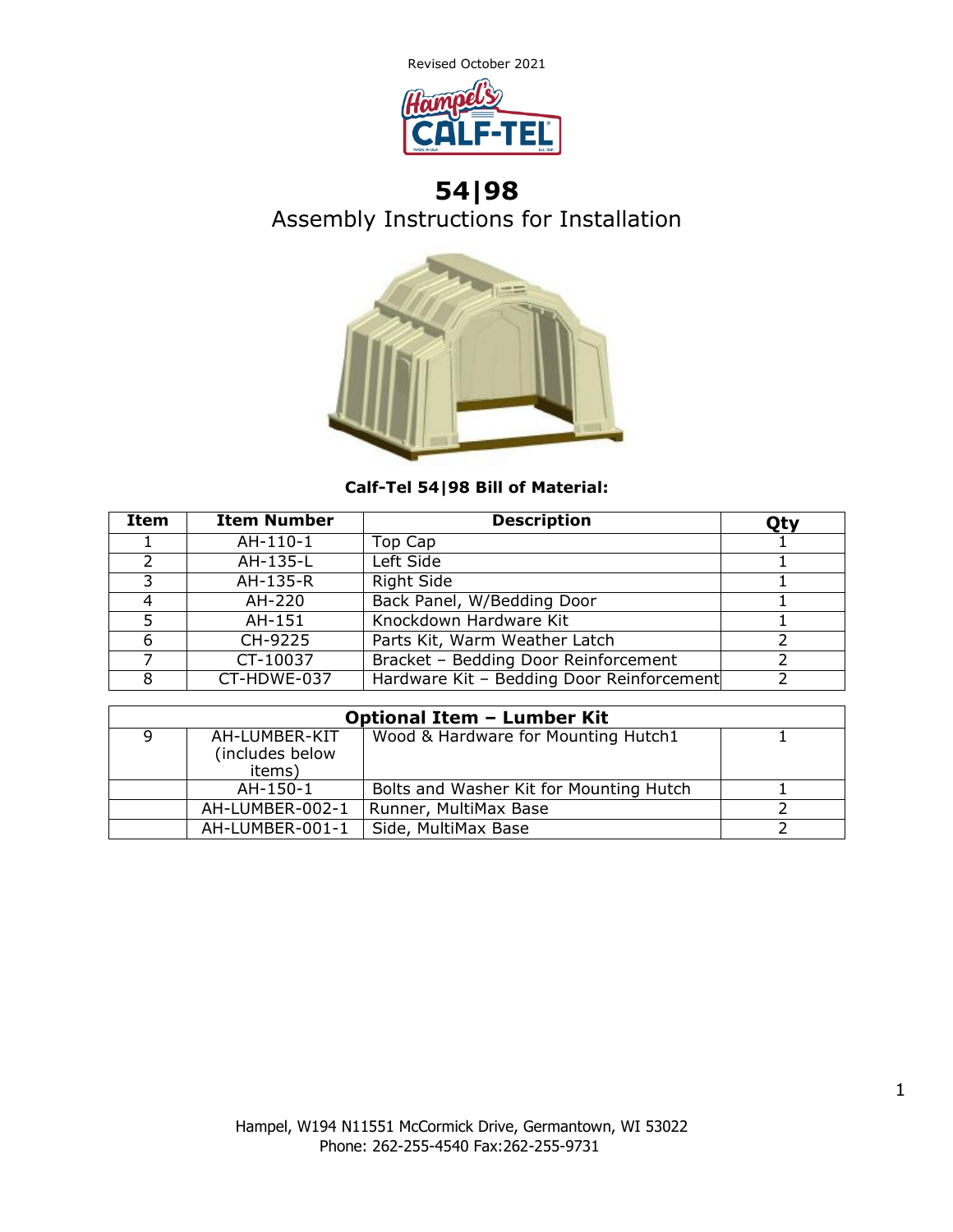Revised October 2021

# 54|98

## Assembly Instructions for Installation

**Calf-Tel 54|98 Bill of Material:**

| Item | Item Number | Description | Qty |
|---|---|---|---|
| 1 | AH-110-1 | Top Cap | 1 |
| 2 | AH-135-L | Left Side | 1 |
| 3 | AH-135-R | Right Side | 1 |
| 4 | AH-220 | Back Panel, W/Bedding Door | 1 |
| 5 | AH-151 | Knockdown Hardware Kit | 1 |
| 6 | CH-9225 | Parts Kit, Warm Weather Latch | 2 |
| 7 | CT-10037 | Bracket – Bedding Door Reinforcement | 2 |
| 8 | CT-HDWE-037 | Hardware Kit – Bedding Door Reinforcement | 2 |

| **Optional Item – Lumber Kit** | | | |
|---|---|---|---|
| 9 | AH-LUMBER-KIT (includes below items) | Wood & Hardware for Mounting Hutch1 | 1 |
| | AH-150-1 | Bolts and Washer Kit for Mounting Hutch | 1 |
| | AH-LUMBER-002-1 | Runner, MultiMax Base | 2 |
| | AH-LUMBER-001-1 | Side, MultiMax Base | 2 |

Hampel, W194 N11551 McCormick Drive, Germantown, WI 53022
Phone: 262-255-4540 Fax:262-255-9731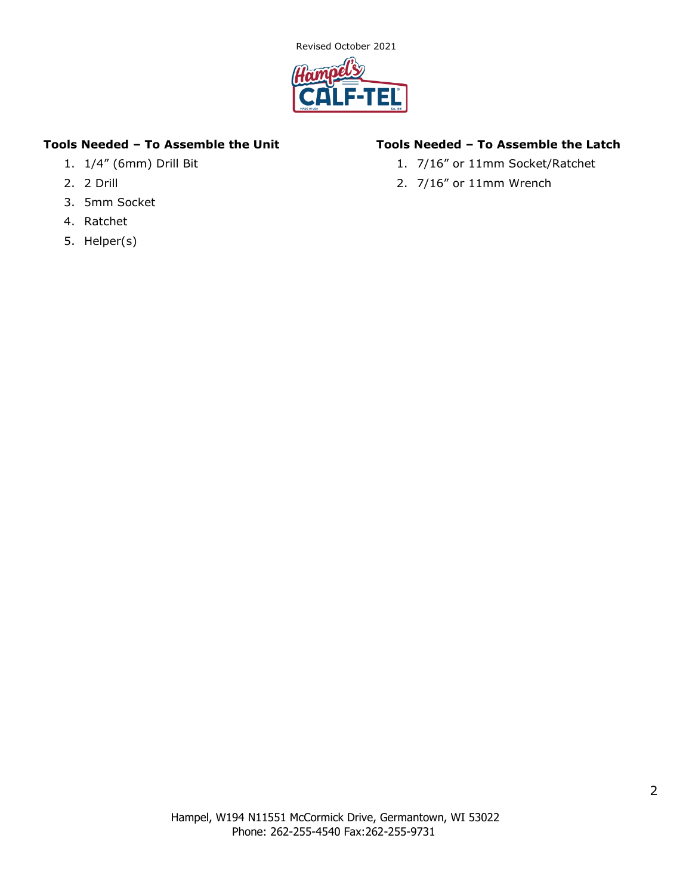### Tools Needed – To Assemble the Unit

1. 1/4" (6mm) Drill Bit
2. 2 Drill
3. 5mm Socket
4. Ratchet
5. Helper(s)

### Tools Needed – To Assemble the Latch

1. 7/16" or 11mm Socket/Ratchet
2. 7/16" or 11mm Wrench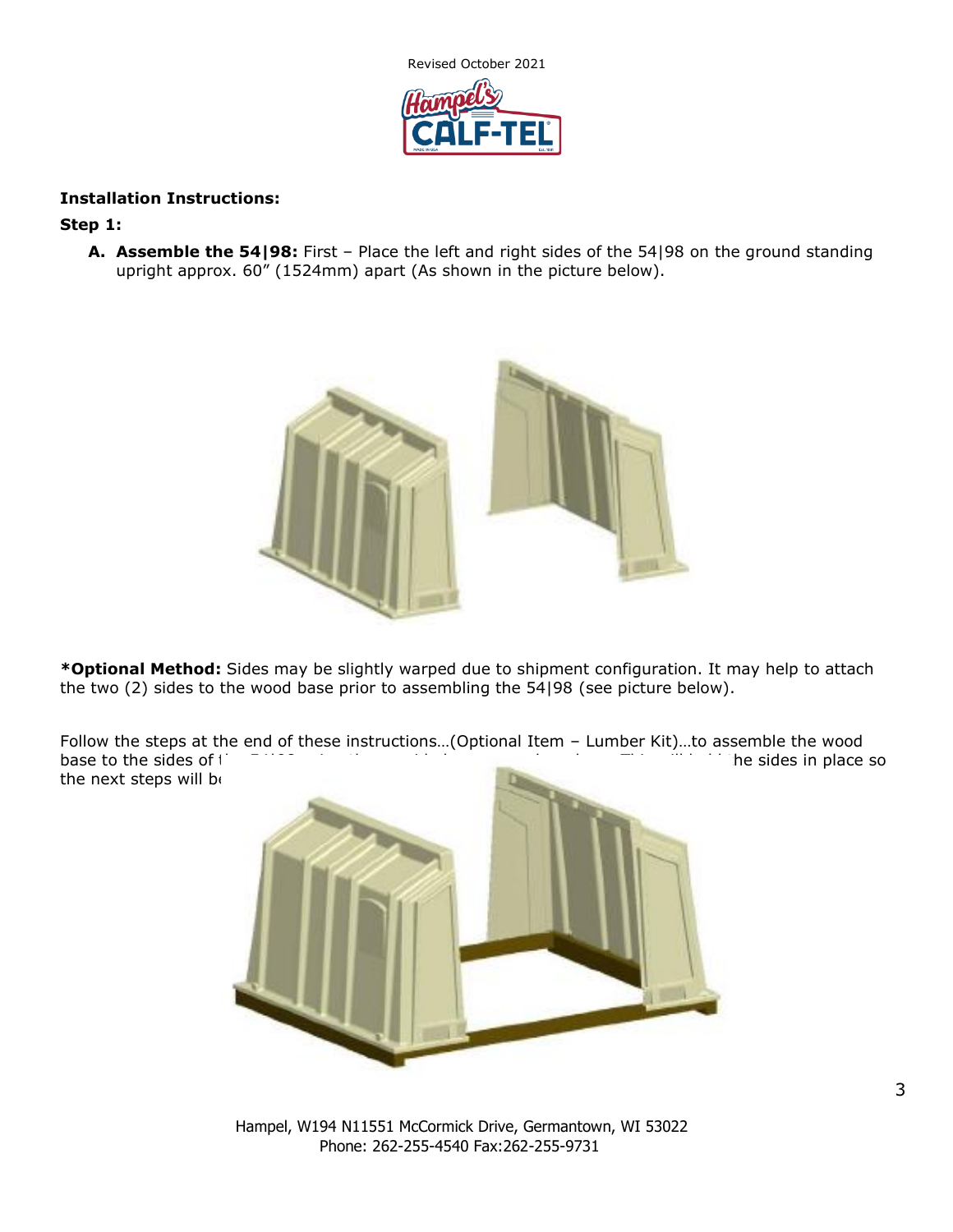Revised October 2021

**Installation Instructions:**

**Step 1:**

**A. Assemble the 54|98:** First – Place the left and right sides of the 54|98 on the ground standing upright approx. 60" (1524mm) apart (As shown in the picture below).

***Optional Method:** Sides may be slightly warped due to shipment configuration. It may help to attach the two (2) sides to the wood base prior to assembling the 54|98 (see picture below).

Follow the steps at the end of these instructions…(Optional Item – Lumber Kit)…to assemble the wood base to the sides of t… he sides in place so the next steps will b…

Hampel, W194 N11551 McCormick Drive, Germantown, WI 53022
Phone: 262-255-4540 Fax:262-255-9731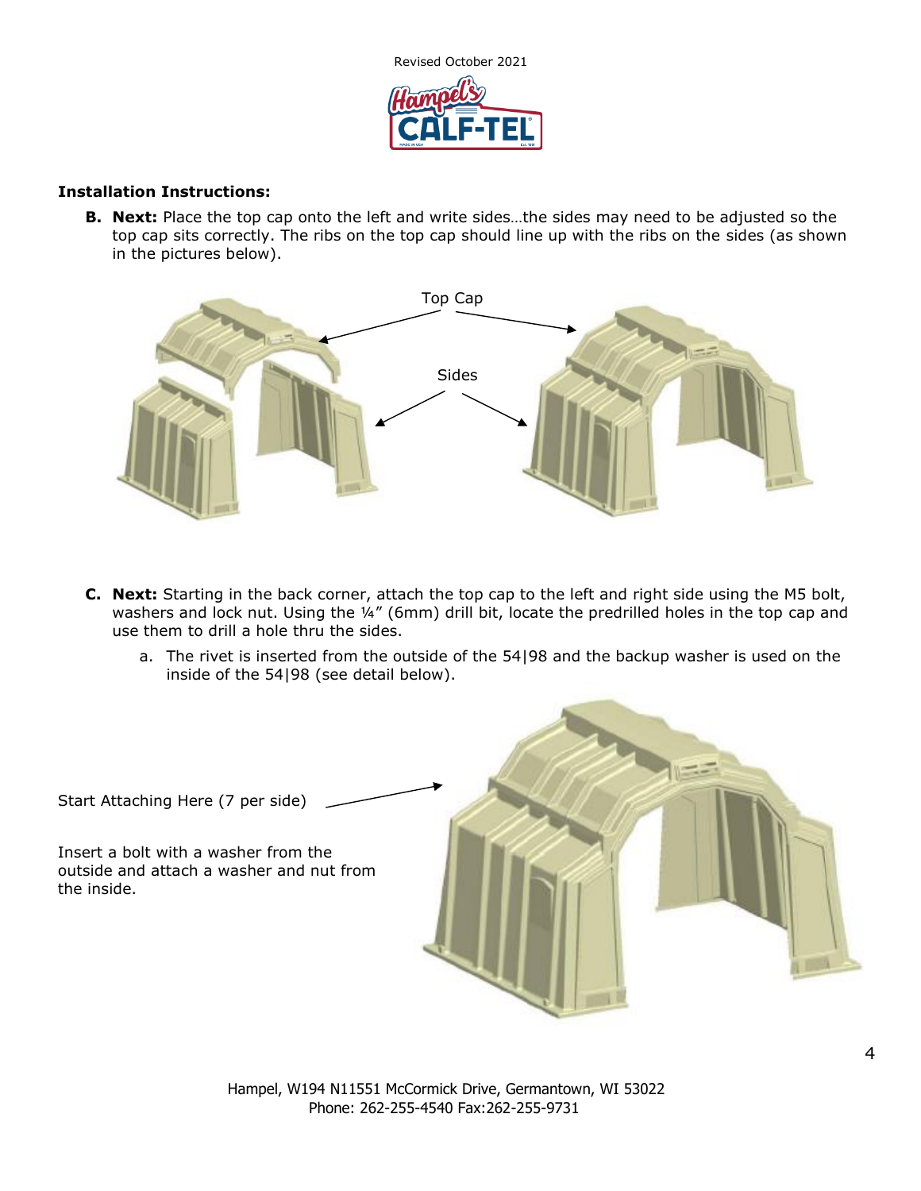## Installation Instructions:

**B. Next:** Place the top cap onto the left and write sides…the sides may need to be adjusted so the top cap sits correctly. The ribs on the top cap should line up with the ribs on the sides (as shown in the pictures below).

Top Cap

Sides

**C. Next:** Starting in the back corner, attach the top cap to the left and right side using the M5 bolt, washers and lock nut. Using the ¼" (6mm) drill bit, locate the predrilled holes in the top cap and use them to drill a hole thru the sides.

   a. The rivet is inserted from the outside of the 54|98 and the backup washer is used on the inside of the 54|98 (see detail below).

Start Attaching Here (7 per side)

Insert a bolt with a washer from the outside and attach a washer and nut from the inside.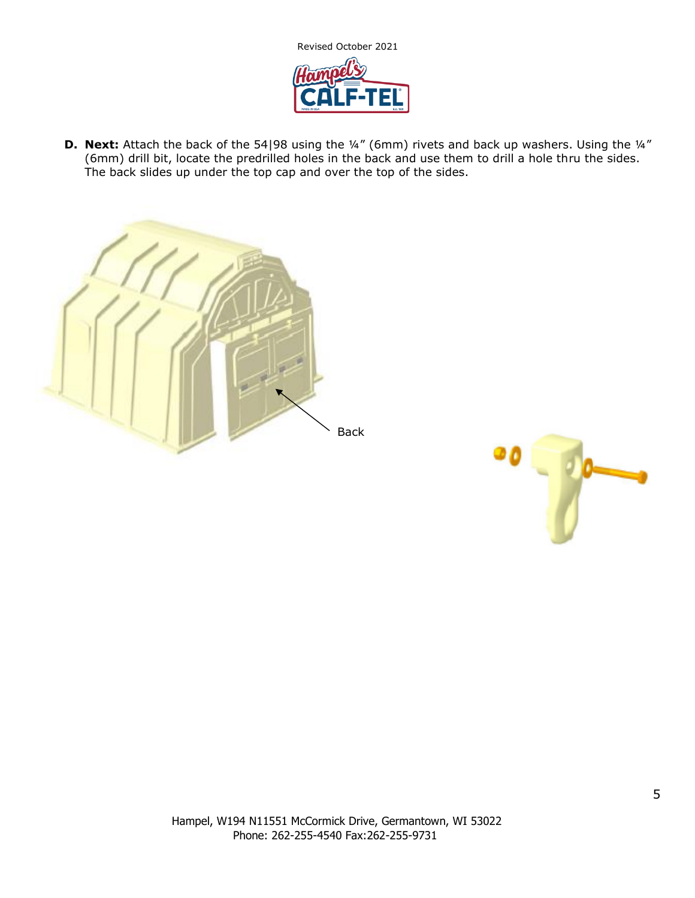**D. Next:** Attach the back of the 54|98 using the ¼" (6mm) rivets and back up washers. Using the ¼" (6mm) drill bit, locate the predrilled holes in the back and use them to drill a hole thru the sides. The back slides up under the top cap and over the top of the sides.

Back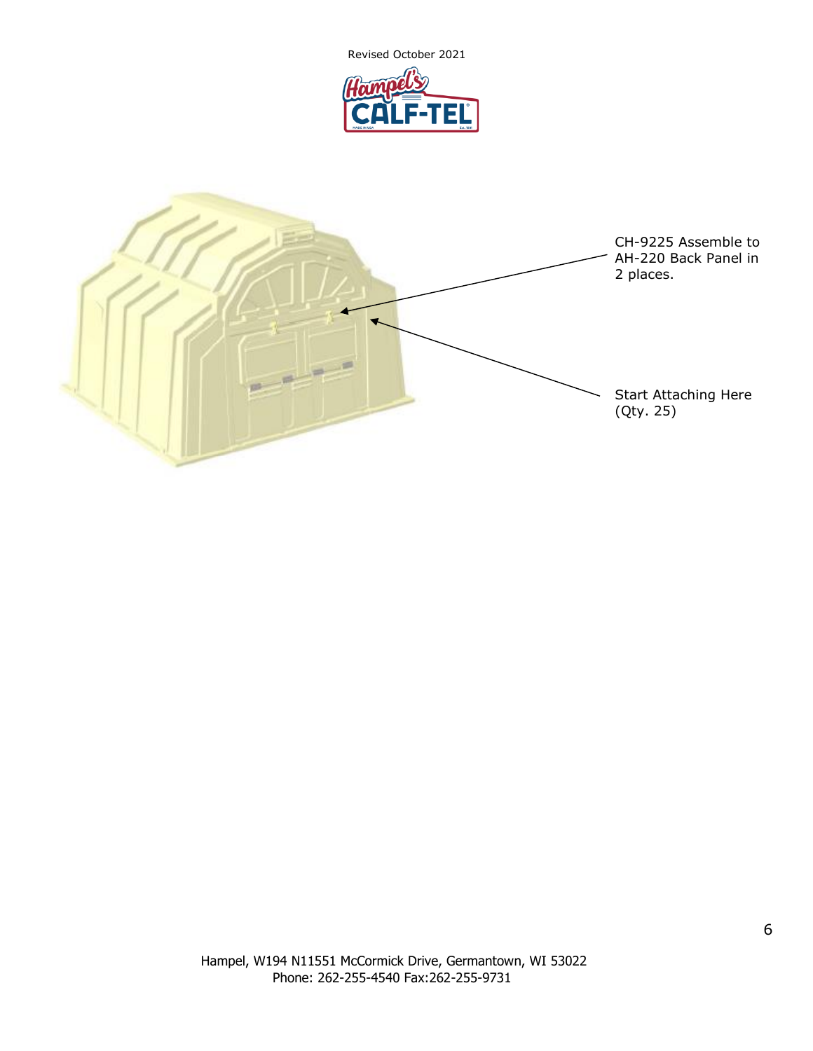CH-9225 Assemble to AH-220 Back Panel in 2 places.

Start Attaching Here (Qty. 25)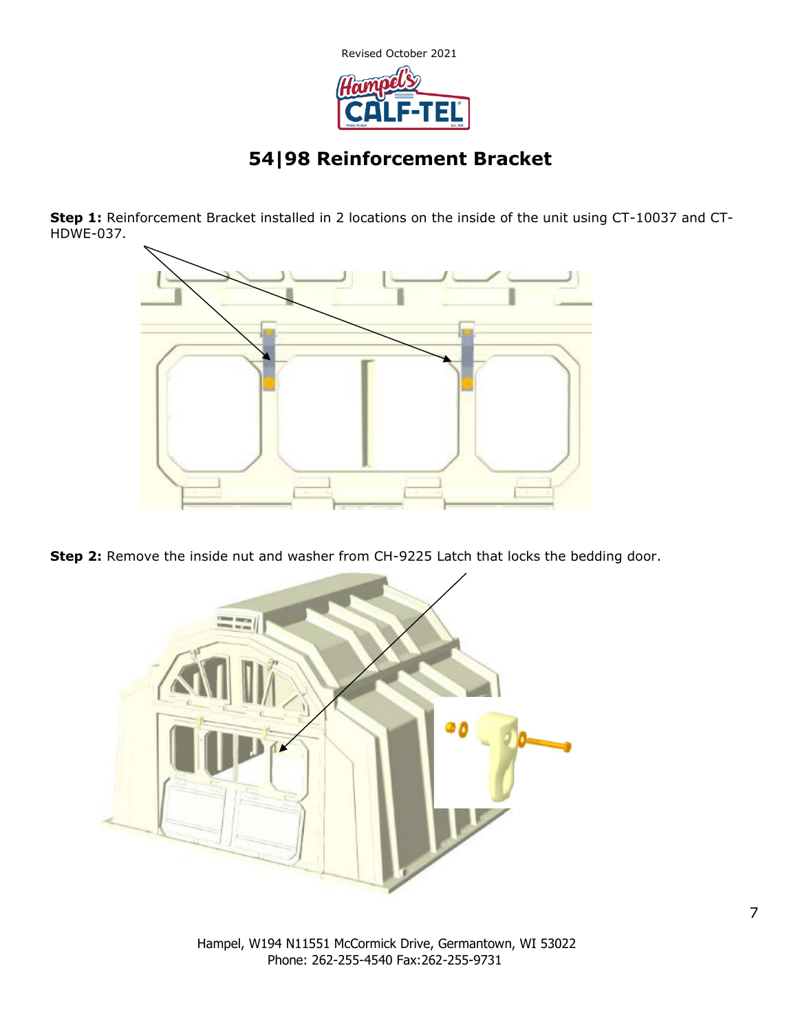# 54|98 Reinforcement Bracket

**Step 1:** Reinforcement Bracket installed in 2 locations on the inside of the unit using CT-10037 and CT-HDWE-037.

**Step 2:** Remove the inside nut and washer from CH-9225 Latch that locks the bedding door.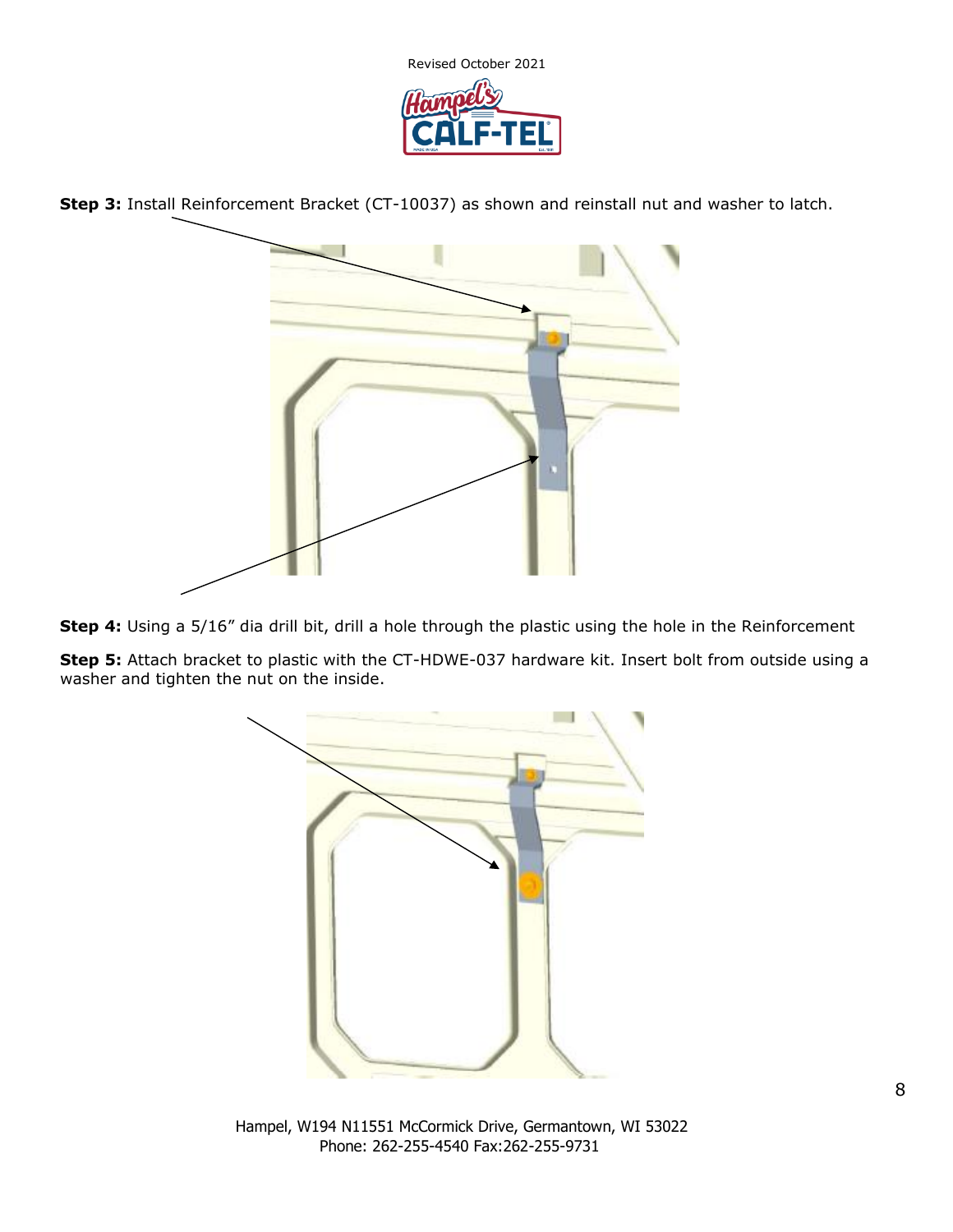**Step 3:** Install Reinforcement Bracket (CT-10037) as shown and reinstall nut and washer to latch.

**Step 4:** Using a 5/16" dia drill bit, drill a hole through the plastic using the hole in the Reinforcement

**Step 5:** Attach bracket to plastic with the CT-HDWE-037 hardware kit. Insert bolt from outside using a washer and tighten the nut on the inside.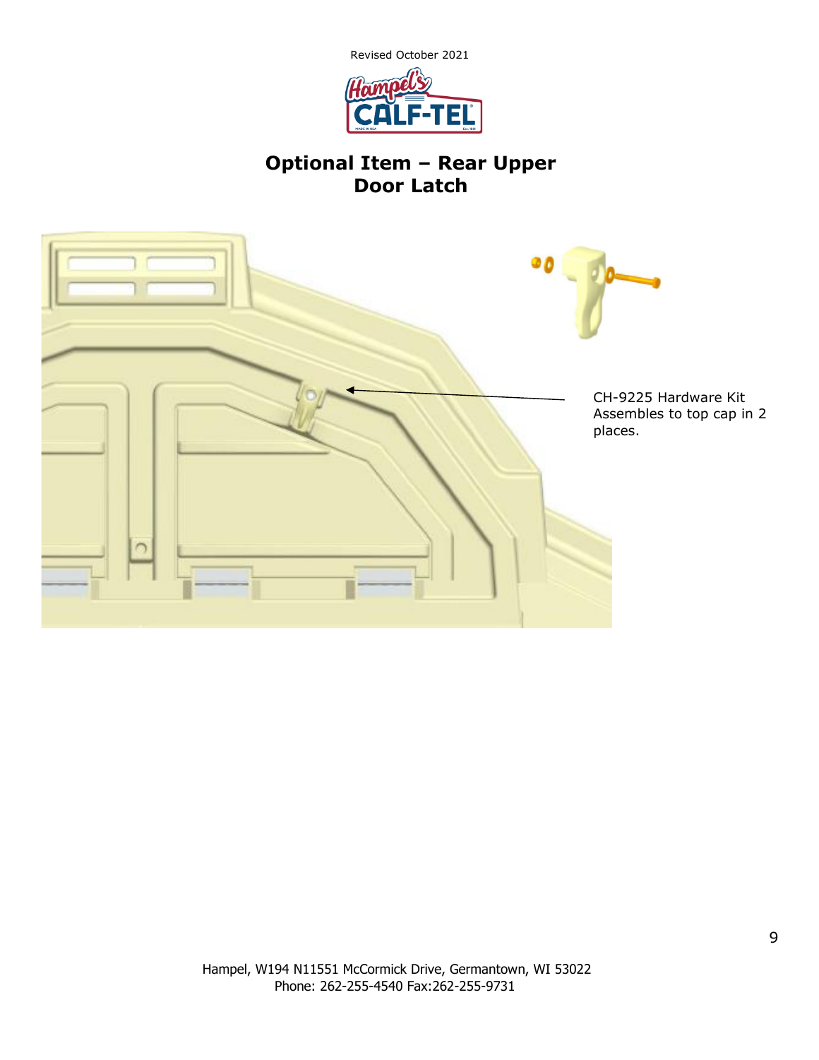Revised October 2021

# Optional Item – Rear Upper Door Latch

CH-9225 Hardware Kit Assembles to top cap in 2 places.

Hampel, W194 N11551 McCormick Drive, Germantown, WI 53022
Phone: 262-255-4540 Fax:262-255-9731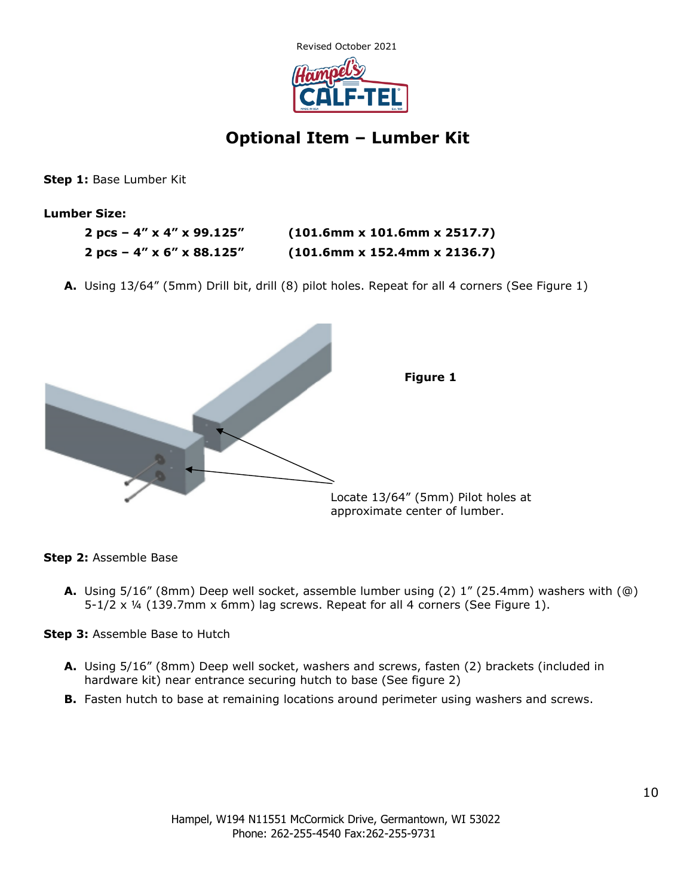# Optional Item – Lumber Kit

**Step 1:** Base Lumber Kit

**Lumber Size:**

**2 pcs – 4" x 4" x 99.125"** **(101.6mm x 101.6mm x 2517.7)**

**2 pcs – 4" x 6" x 88.125"** **(101.6mm x 152.4mm x 2136.7)**

**A.** Using 13/64" (5mm) Drill bit, drill (8) pilot holes. Repeat for all 4 corners (See Figure 1)

**Figure 1**

Locate 13/64" (5mm) Pilot holes at approximate center of lumber.

**Step 2:** Assemble Base

**A.** Using 5/16" (8mm) Deep well socket, assemble lumber using (2) 1" (25.4mm) washers with (@) 5-1/2 x ¼ (139.7mm x 6mm) lag screws. Repeat for all 4 corners (See Figure 1).

**Step 3:** Assemble Base to Hutch

**A.** Using 5/16" (8mm) Deep well socket, washers and screws, fasten (2) brackets (included in hardware kit) near entrance securing hutch to base (See figure 2)

**B.** Fasten hutch to base at remaining locations around perimeter using washers and screws.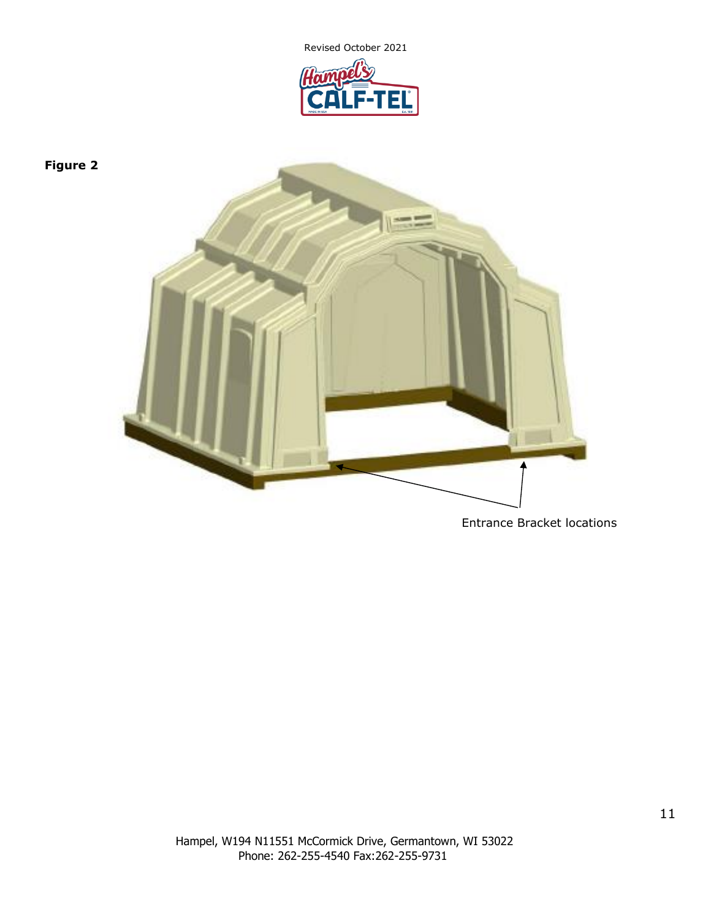Revised October 2021

**Figure 2**

Entrance Bracket locations

Hampel, W194 N11551 McCormick Drive, Germantown, WI 53022
Phone: 262-255-4540 Fax:262-255-9731